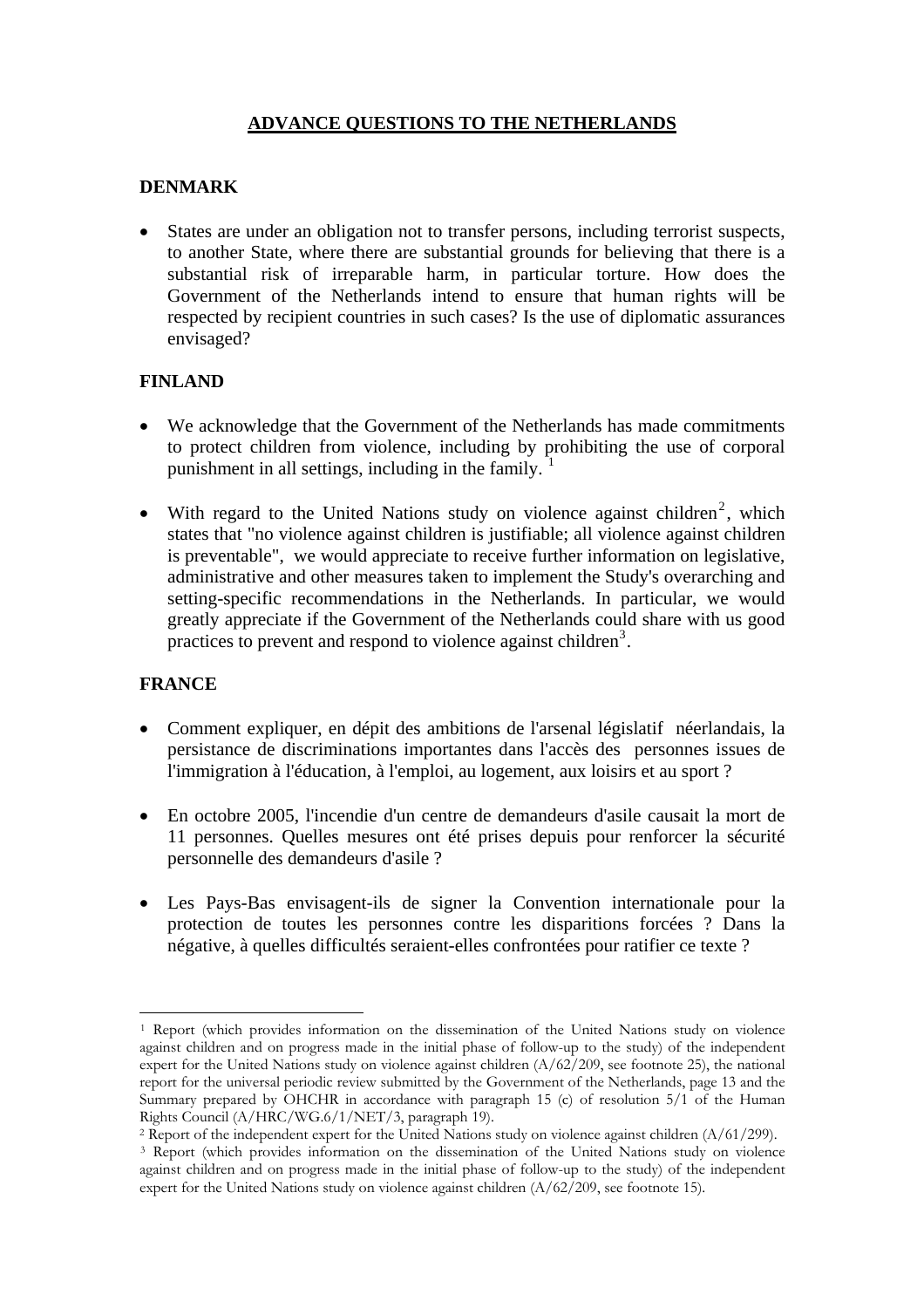# ADVANCE QUESTIONS TO THE NETHERLANDS

## DENMARK

- States are under an obligation not to transfer persons, including terrorist suspects, to another State, where there are substantial grounds for believing that there is a substantial risk of irreparable harm, in particular torture. How does the Government of the Netherlands intend to ensure that human rights will be respected by recipient countries in such cases? Is the use of diplomatic assurances envisaged?

## FINLAND

- We acknowledge that the Government of the Netherlands has made commitments to protect children from violence, including by prohibiting the use of corporal punishment in all settings, including in the family. [1]

- With regard to the United Nations study on violence against children[2], which states that "no violence against children is justifiable; all violence against children is preventable", we would appreciate to receive further information on legislative, administrative and other measures taken to implement the Study's overarching and setting-specific recommendations in the Netherlands. In particular, we would greatly appreciate if the Government of the Netherlands could share with us good practices to prevent and respond to violence against children[3].

## FRANCE

- Comment expliquer, en dépit des ambitions de l'arsenal législatif néerlandais, la persistance de discriminations importantes dans l'accès des personnes issues de l'immigration à l'éducation, à l'emploi, au logement, aux loisirs et au sport ?

- En octobre 2005, l'incendie d'un centre de demandeurs d'asile causait la mort de 11 personnes. Quelles mesures ont été prises depuis pour renforcer la sécurité personnelle des demandeurs d'asile ?

- Les Pays-Bas envisagent-ils de signer la Convention internationale pour la protection de toutes les personnes contre les disparitions forcées ? Dans la négative, à quelles difficultés seraient-elles confrontées pour ratifier ce texte ?

---

[1] Report (which provides information on the dissemination of the United Nations study on violence against children and on progress made in the initial phase of follow-up to the study) of the independent expert for the United Nations study on violence against children (A/62/209, see footnote 25), the national report for the universal periodic review submitted by the Government of the Netherlands, page 13 and the Summary prepared by OHCHR in accordance with paragraph 15 (c) of resolution 5/1 of the Human Rights Council (A/HRC/WG.6/1/NET/3, paragraph 19).

[2] Report of the independent expert for the United Nations study on violence against children (A/61/299).

[3] Report (which provides information on the dissemination of the United Nations study on violence against children and on progress made in the initial phase of follow-up to the study) of the independent expert for the United Nations study on violence against children (A/62/209, see footnote 15).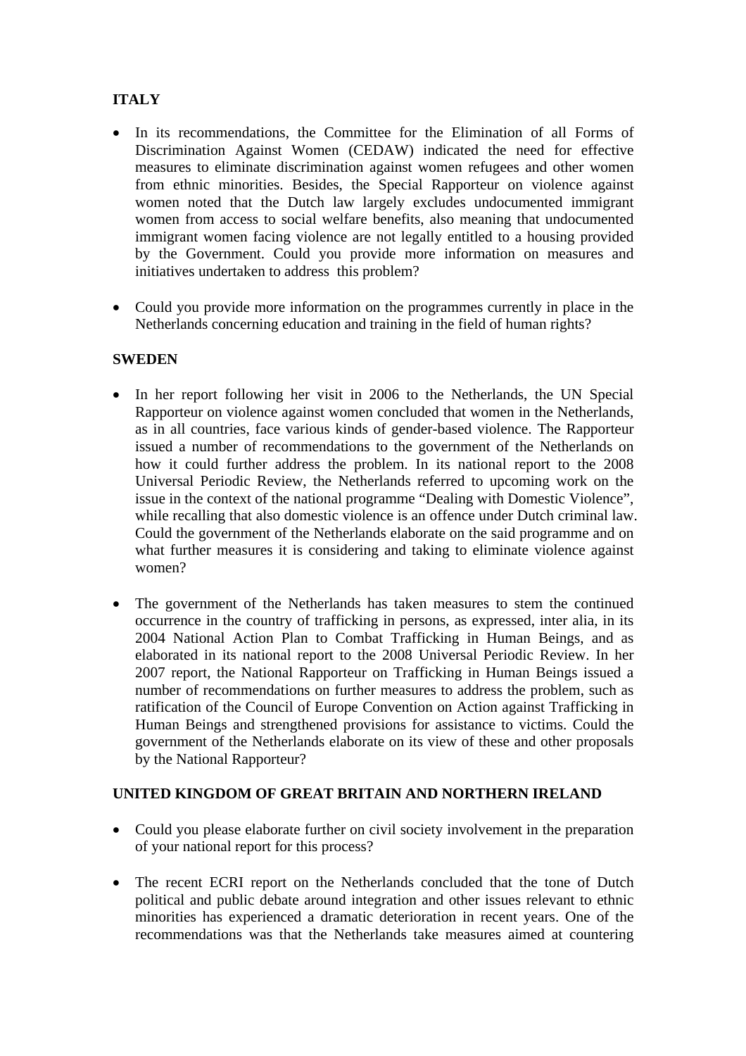**ITALY**

- In its recommendations, the Committee for the Elimination of all Forms of Discrimination Against Women (CEDAW) indicated the need for effective measures to eliminate discrimination against women refugees and other women from ethnic minorities. Besides, the Special Rapporteur on violence against women noted that the Dutch law largely excludes undocumented immigrant women from access to social welfare benefits, also meaning that undocumented immigrant women facing violence are not legally entitled to a housing provided by the Government. Could you provide more information on measures and initiatives undertaken to address this problem?

- Could you provide more information on the programmes currently in place in the Netherlands concerning education and training in the field of human rights?

**SWEDEN**

- In her report following her visit in 2006 to the Netherlands, the UN Special Rapporteur on violence against women concluded that women in the Netherlands, as in all countries, face various kinds of gender-based violence. The Rapporteur issued a number of recommendations to the government of the Netherlands on how it could further address the problem. In its national report to the 2008 Universal Periodic Review, the Netherlands referred to upcoming work on the issue in the context of the national programme "Dealing with Domestic Violence", while recalling that also domestic violence is an offence under Dutch criminal law. Could the government of the Netherlands elaborate on the said programme and on what further measures it is considering and taking to eliminate violence against women?

- The government of the Netherlands has taken measures to stem the continued occurrence in the country of trafficking in persons, as expressed, inter alia, in its 2004 National Action Plan to Combat Trafficking in Human Beings, and as elaborated in its national report to the 2008 Universal Periodic Review. In her 2007 report, the National Rapporteur on Trafficking in Human Beings issued a number of recommendations on further measures to address the problem, such as ratification of the Council of Europe Convention on Action against Trafficking in Human Beings and strengthened provisions for assistance to victims. Could the government of the Netherlands elaborate on its view of these and other proposals by the National Rapporteur?

**UNITED KINGDOM OF GREAT BRITAIN AND NORTHERN IRELAND**

- Could you please elaborate further on civil society involvement in the preparation of your national report for this process?

- The recent ECRI report on the Netherlands concluded that the tone of Dutch political and public debate around integration and other issues relevant to ethnic minorities has experienced a dramatic deterioration in recent years. One of the recommendations was that the Netherlands take measures aimed at countering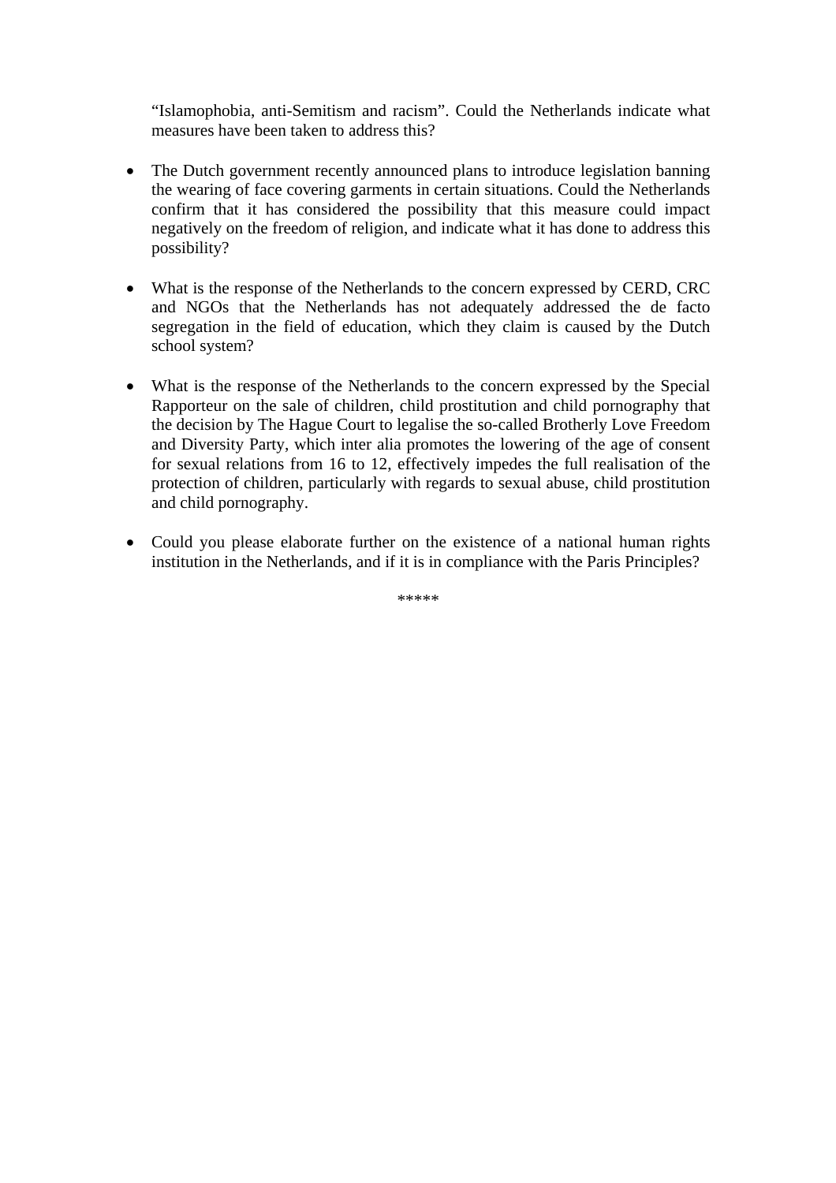"Islamophobia, anti-Semitism and racism". Could the Netherlands indicate what measures have been taken to address this?

- The Dutch government recently announced plans to introduce legislation banning the wearing of face covering garments in certain situations. Could the Netherlands confirm that it has considered the possibility that this measure could impact negatively on the freedom of religion, and indicate what it has done to address this possibility?

- What is the response of the Netherlands to the concern expressed by CERD, CRC and NGOs that the Netherlands has not adequately addressed the de facto segregation in the field of education, which they claim is caused by the Dutch school system?

- What is the response of the Netherlands to the concern expressed by the Special Rapporteur on the sale of children, child prostitution and child pornography that the decision by The Hague Court to legalise the so-called Brotherly Love Freedom and Diversity Party, which inter alia promotes the lowering of the age of consent for sexual relations from 16 to 12, effectively impedes the full realisation of the protection of children, particularly with regards to sexual abuse, child prostitution and child pornography.

- Could you please elaborate further on the existence of a national human rights institution in the Netherlands, and if it is in compliance with the Paris Principles?

*****